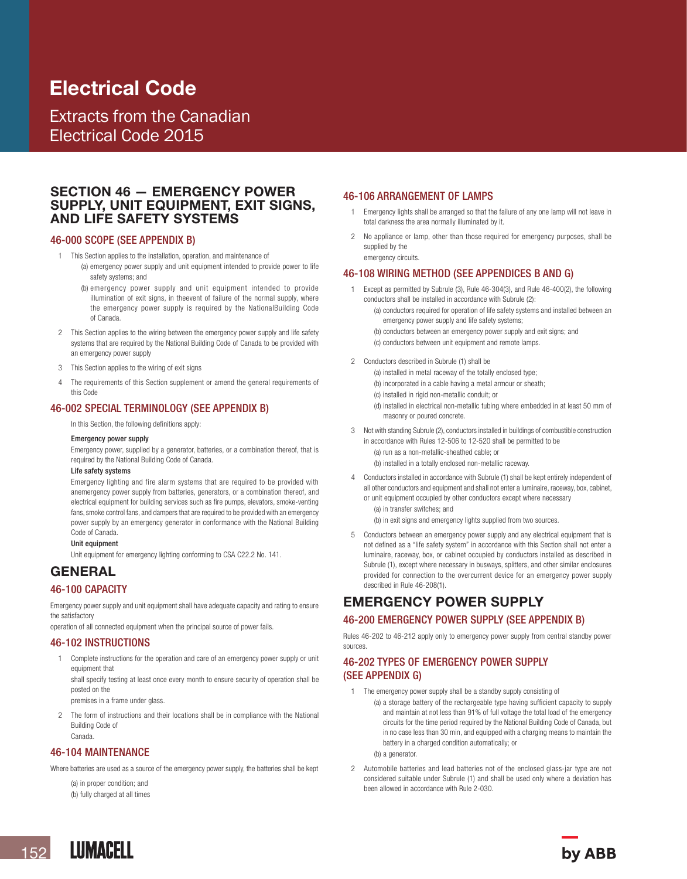# Electrical Code

Extracts from the Canadian Electrical Code 2015

## SECTION 46 — EMERGENCY POWER SUPPLY, UNIT EQUIPMENT, EXIT SIGNS, AND LIFE SAFETY SYSTEMS

### 46-000 SCOPE (SEE APPENDIX B)

1. This Section applies to the installation, operation, and maintenance of
   (a) emergency power supply and unit equipment intended to provide power to life safety systems; and
   (b) emergency power supply and unit equipment intended to provide illumination of exit signs, in theevent of failure of the normal supply, where the emergency power supply is required by the NationalBuilding Code of Canada.
2. This Section applies to the wiring between the emergency power supply and life safety systems that are required by the National Building Code of Canada to be provided with an emergency power supply
3. This Section applies to the wiring of exit signs
4. The requirements of this Section supplement or amend the general requirements of this Code

### 46-002 SPECIAL TERMINOLOGY (SEE APPENDIX B)

In this Section, the following definitions apply:

**Emergency power supply**

Emergency power, supplied by a generator, batteries, or a combination thereof, that is required by the National Building Code of Canada.

**Life safety systems**

Emergency lighting and fire alarm systems that are required to be provided with anemergency power supply from batteries, generators, or a combination thereof, and electrical equipment for building services such as fire pumps, elevators, smoke-venting fans, smoke control fans, and dampers that are required to be provided with an emergency power supply by an emergency generator in conformance with the National Building Code of Canada.

**Unit equipment**

Unit equipment for emergency lighting conforming to CSA C22.2 No. 141.

## GENERAL

### 46-100 CAPACITY

Emergency power supply and unit equipment shall have adequate capacity and rating to ensure the satisfactory
operation of all connected equipment when the principal source of power fails.

### 46-102 INSTRUCTIONS

1. Complete instructions for the operation and care of an emergency power supply or unit equipment that
   shall specify testing at least once every month to ensure security of operation shall be posted on the
   premises in a frame under glass.
2. The form of instructions and their locations shall be in compliance with the National Building Code of
   Canada.

### 46-104 MAINTENANCE

Where batteries are used as a source of the emergency power supply, the batteries shall be kept

(a) in proper condition; and
(b) fully charged at all times

### 46-106 ARRANGEMENT OF LAMPS

1. Emergency lights shall be arranged so that the failure of any one lamp will not leave in total darkness the area normally illuminated by it.
2. No appliance or lamp, other than those required for emergency purposes, shall be supplied by the
   emergency circuits.

### 46-108 WIRING METHOD (SEE APPENDICES B AND G)

1. Except as permitted by Subrule (3), Rule 46-304(3), and Rule 46-400(2), the following conductors shall be installed in accordance with Subrule (2):
   (a) conductors required for operation of life safety systems and installed between an emergency power supply and life safety systems;
   (b) conductors between an emergency power supply and exit signs; and
   (c) conductors between unit equipment and remote lamps.
2. Conductors described in Subrule (1) shall be
   (a) installed in metal raceway of the totally enclosed type;
   (b) incorporated in a cable having a metal armour or sheath;
   (c) installed in rigid non-metallic conduit; or
   (d) installed in electrical non-metallic tubing where embedded in at least 50 mm of masonry or poured concrete.
3. Not with standing Subrule (2), conductors installed in buildings of combustible construction in accordance with Rules 12-506 to 12-520 shall be permitted to be
   (a) run as a non-metallic-sheathed cable; or
   (b) installed in a totally enclosed non-metallic raceway.
4. Conductors installed in accordance with Subrule (1) shall be kept entirely independent of all other conductors and equipment and shall not enter a luminaire, raceway, box, cabinet, or unit equipment occupied by other conductors except where necessary
   (a) in transfer switches; and
   (b) in exit signs and emergency lights supplied from two sources.
5. Conductors between an emergency power supply and any electrical equipment that is not defined as a "life safety system" in accordance with this Section shall not enter a luminaire, raceway, box, or cabinet occupied by conductors installed as described in Subrule (1), except where necessary in busways, splitters, and other similar enclosures provided for connection to the overcurrent device for an emergency power supply described in Rule 46-208(1).

## EMERGENCY POWER SUPPLY

### 46-200 EMERGENCY POWER SUPPLY (SEE APPENDIX B)

Rules 46-202 to 46-212 apply only to emergency power supply from central standby power sources.

### 46-202 TYPES OF EMERGENCY POWER SUPPLY (SEE APPENDIX G)

1. The emergency power supply shall be a standby supply consisting of
   (a) a storage battery of the rechargeable type having sufficient capacity to supply and maintain at not less than 91% of full voltage the total load of the emergency circuits for the time period required by the National Building Code of Canada, but in no case less than 30 min, and equipped with a charging means to maintain the battery in a charged condition automatically; or
   (b) a generator.
2. Automobile batteries and lead batteries not of the enclosed glass-jar type are not considered suitable under Subrule (1) and shall be used only where a deviation has been allowed in accordance with Rule 2-030.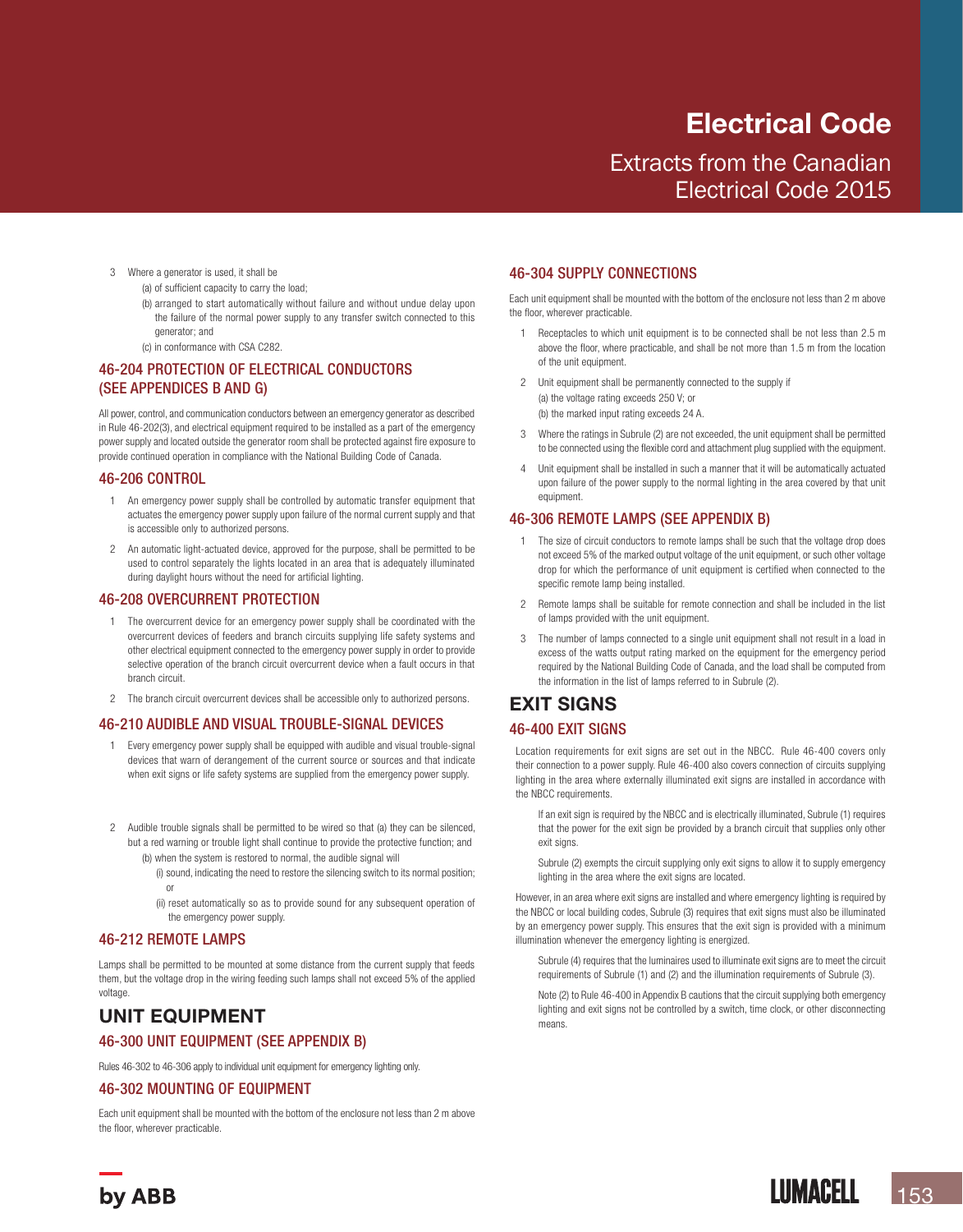# Electrical Code

## Extracts from the Canadian Electrical Code 2015

3 Where a generator is used, it shall be
   (a) of sufficient capacity to carry the load;
   (b) arranged to start automatically without failure and without undue delay upon the failure of the normal power supply to any transfer switch connected to this generator; and
   (c) in conformance with CSA C282.

### 46-204 PROTECTION OF ELECTRICAL CONDUCTORS (SEE APPENDICES B AND G)

All power, control, and communication conductors between an emergency generator as described in Rule 46-202(3), and electrical equipment required to be installed as a part of the emergency power supply and located outside the generator room shall be protected against fire exposure to provide continued operation in compliance with the National Building Code of Canada.

### 46-206 CONTROL

1 An emergency power supply shall be controlled by automatic transfer equipment that actuates the emergency power supply upon failure of the normal current supply and that is accessible only to authorized persons.

2 An automatic light-actuated device, approved for the purpose, shall be permitted to be used to control separately the lights located in an area that is adequately illuminated during daylight hours without the need for artificial lighting.

### 46-208 OVERCURRENT PROTECTION

1 The overcurrent device for an emergency power supply shall be coordinated with the overcurrent devices of feeders and branch circuits supplying life safety systems and other electrical equipment connected to the emergency power supply in order to provide selective operation of the branch circuit overcurrent device when a fault occurs in that branch circuit.

2 The branch circuit overcurrent devices shall be accessible only to authorized persons.

### 46-210 AUDIBLE AND VISUAL TROUBLE-SIGNAL DEVICES

1 Every emergency power supply shall be equipped with audible and visual trouble-signal devices that warn of derangement of the current source or sources and that indicate when exit signs or life safety systems are supplied from the emergency power supply.

2 Audible trouble signals shall be permitted to be wired so that (a) they can be silenced, but a red warning or trouble light shall continue to provide the protective function; and
   (b) when the system is restored to normal, the audible signal will
      (i) sound, indicating the need to restore the silencing switch to its normal position; or
      (ii) reset automatically so as to provide sound for any subsequent operation of the emergency power supply.

### 46-212 REMOTE LAMPS

Lamps shall be permitted to be mounted at some distance from the current supply that feeds them, but the voltage drop in the wiring feeding such lamps shall not exceed 5% of the applied voltage.

## UNIT EQUIPMENT

### 46-300 UNIT EQUIPMENT (SEE APPENDIX B)

Rules 46-302 to 46-306 apply to individual unit equipment for emergency lighting only.

### 46-302 MOUNTING OF EQUIPMENT

Each unit equipment shall be mounted with the bottom of the enclosure not less than 2 m above the floor, wherever practicable.

### 46-304 SUPPLY CONNECTIONS

Each unit equipment shall be mounted with the bottom of the enclosure not less than 2 m above the floor, wherever practicable.

1 Receptacles to which unit equipment is to be connected shall be not less than 2.5 m above the floor, where practicable, and shall be not more than 1.5 m from the location of the unit equipment.

2 Unit equipment shall be permanently connected to the supply if
   (a) the voltage rating exceeds 250 V; or
   (b) the marked input rating exceeds 24 A.

3 Where the ratings in Subrule (2) are not exceeded, the unit equipment shall be permitted to be connected using the flexible cord and attachment plug supplied with the equipment.

4 Unit equipment shall be installed in such a manner that it will be automatically actuated upon failure of the power supply to the normal lighting in the area covered by that unit equipment.

### 46-306 REMOTE LAMPS (SEE APPENDIX B)

1 The size of circuit conductors to remote lamps shall be such that the voltage drop does not exceed 5% of the marked output voltage of the unit equipment, or such other voltage drop for which the performance of unit equipment is certified when connected to the specific remote lamp being installed.

2 Remote lamps shall be suitable for remote connection and shall be included in the list of lamps provided with the unit equipment.

3 The number of lamps connected to a single unit equipment shall not result in a load in excess of the watts output rating marked on the equipment for the emergency period required by the National Building Code of Canada, and the load shall be computed from the information in the list of lamps referred to in Subrule (2).

## EXIT SIGNS

### 46-400 EXIT SIGNS

Location requirements for exit signs are set out in the NBCC. Rule 46-400 covers only their connection to a power supply. Rule 46-400 also covers connection of circuits supplying lighting in the area where externally illuminated exit signs are installed in accordance with the NBCC requirements.

If an exit sign is required by the NBCC and is electrically illuminated, Subrule (1) requires that the power for the exit sign be provided by a branch circuit that supplies only other exit signs.

Subrule (2) exempts the circuit supplying only exit signs to allow it to supply emergency lighting in the area where the exit signs are located.

However, in an area where exit signs are installed and where emergency lighting is required by the NBCC or local building codes, Subrule (3) requires that exit signs must also be illuminated by an emergency power supply. This ensures that the exit sign is provided with a minimum illumination whenever the emergency lighting is energized.

Subrule (4) requires that the luminaires used to illuminate exit signs are to meet the circuit requirements of Subrule (1) and (2) and the illumination requirements of Subrule (3).

Note (2) to Rule 46-400 in Appendix B cautions that the circuit supplying both emergency lighting and exit signs not be controlled by a switch, time clock, or other disconnecting means.